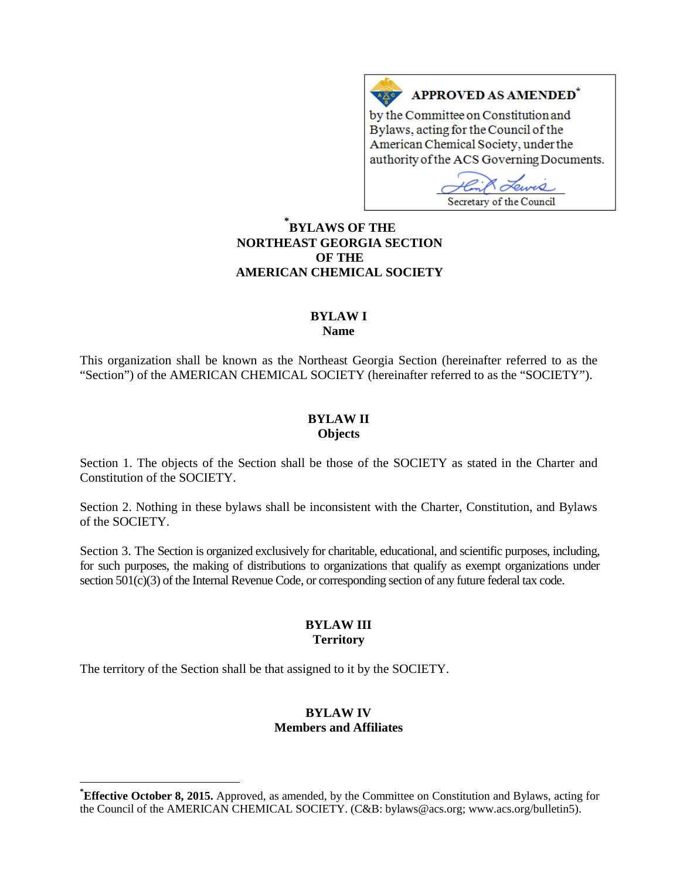**APPROVED AS AMENDED*** by the Committee on Constitution and Bylaws, acting for the Council of the American Chemical Society, under the authority of the ACS Governing Documents.

Secretary of the Council

# *BYLAWS OF THE NORTHEAST GEORGIA SECTION OF THE AMERICAN CHEMICAL SOCIETY

## BYLAW I
## Name

This organization shall be known as the Northeast Georgia Section (hereinafter referred to as the "Section") of the AMERICAN CHEMICAL SOCIETY (hereinafter referred to as the "SOCIETY").

## BYLAW II
## Objects

Section 1. The objects of the Section shall be those of the SOCIETY as stated in the Charter and Constitution of the SOCIETY.

Section 2. Nothing in these bylaws shall be inconsistent with the Charter, Constitution, and Bylaws of the SOCIETY.

Section 3. The Section is organized exclusively for charitable, educational, and scientific purposes, including, for such purposes, the making of distributions to organizations that qualify as exempt organizations under section 501(c)(3) of the Internal Revenue Code, or corresponding section of any future federal tax code.

## BYLAW III
## Territory

The territory of the Section shall be that assigned to it by the SOCIETY.

## BYLAW IV
## Members and Affiliates

---

***Effective October 8, 2015.** Approved, as amended, by the Committee on Constitution and Bylaws, acting for the Council of the AMERICAN CHEMICAL SOCIETY. (C&B: bylaws@acs.org; www.acs.org/bulletin5).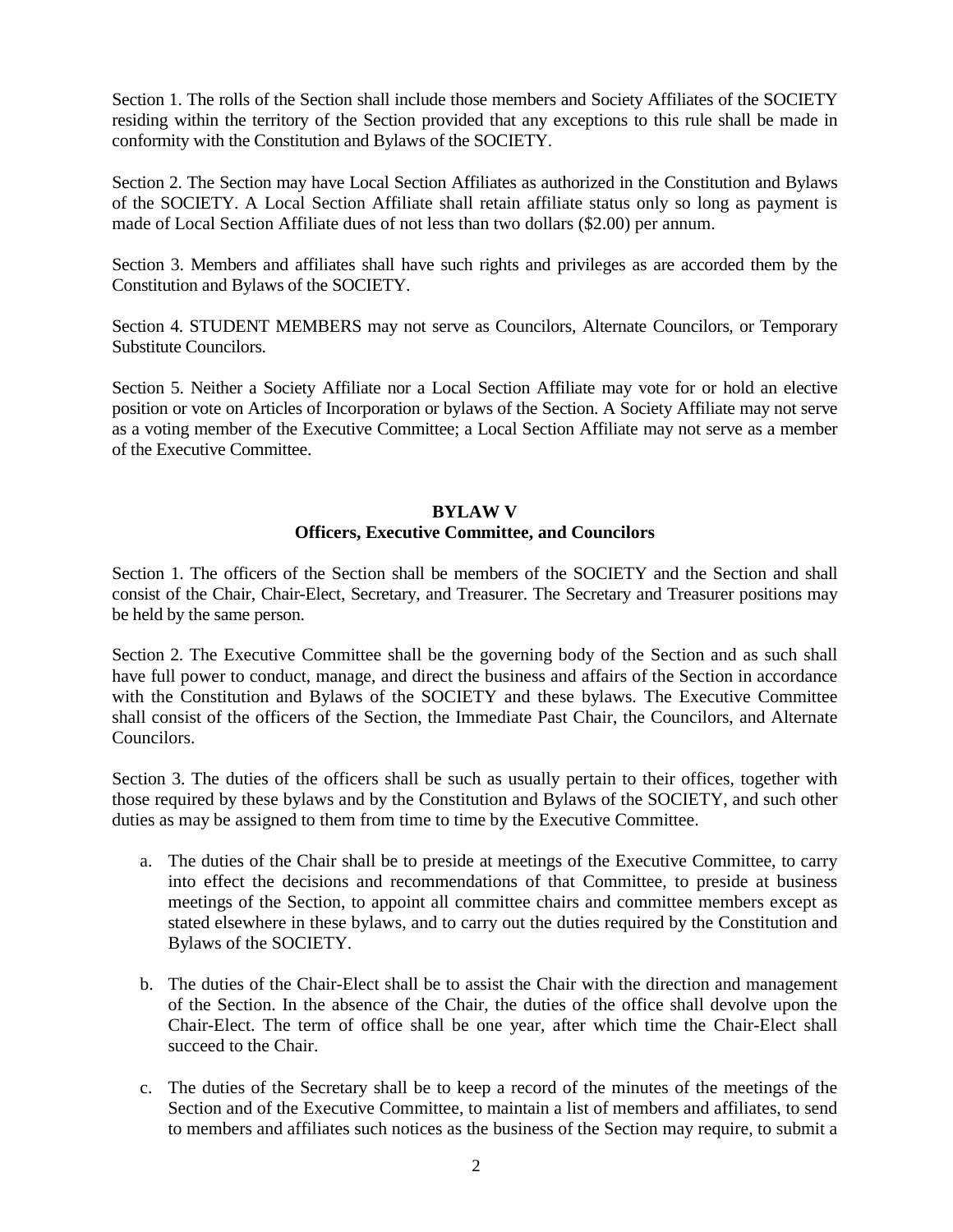Section 1. The rolls of the Section shall include those members and Society Affiliates of the SOCIETY residing within the territory of the Section provided that any exceptions to this rule shall be made in conformity with the Constitution and Bylaws of the SOCIETY.

Section 2. The Section may have Local Section Affiliates as authorized in the Constitution and Bylaws of the SOCIETY. A Local Section Affiliate shall retain affiliate status only so long as payment is made of Local Section Affiliate dues of not less than two dollars ($2.00) per annum.

Section 3. Members and affiliates shall have such rights and privileges as are accorded them by the Constitution and Bylaws of the SOCIETY.

Section 4. STUDENT MEMBERS may not serve as Councilors, Alternate Councilors, or Temporary Substitute Councilors.

Section 5. Neither a Society Affiliate nor a Local Section Affiliate may vote for or hold an elective position or vote on Articles of Incorporation or bylaws of the Section. A Society Affiliate may not serve as a voting member of the Executive Committee; a Local Section Affiliate may not serve as a member of the Executive Committee.

## BYLAW V
## Officers, Executive Committee, and Councilors

Section 1. The officers of the Section shall be members of the SOCIETY and the Section and shall consist of the Chair, Chair-Elect, Secretary, and Treasurer. The Secretary and Treasurer positions may be held by the same person.

Section 2. The Executive Committee shall be the governing body of the Section and as such shall have full power to conduct, manage, and direct the business and affairs of the Section in accordance with the Constitution and Bylaws of the SOCIETY and these bylaws. The Executive Committee shall consist of the officers of the Section, the Immediate Past Chair, the Councilors, and Alternate Councilors.

Section 3. The duties of the officers shall be such as usually pertain to their offices, together with those required by these bylaws and by the Constitution and Bylaws of the SOCIETY, and such other duties as may be assigned to them from time to time by the Executive Committee.

a. The duties of the Chair shall be to preside at meetings of the Executive Committee, to carry into effect the decisions and recommendations of that Committee, to preside at business meetings of the Section, to appoint all committee chairs and committee members except as stated elsewhere in these bylaws, and to carry out the duties required by the Constitution and Bylaws of the SOCIETY.

b. The duties of the Chair-Elect shall be to assist the Chair with the direction and management of the Section. In the absence of the Chair, the duties of the office shall devolve upon the Chair-Elect. The term of office shall be one year, after which time the Chair-Elect shall succeed to the Chair.

c. The duties of the Secretary shall be to keep a record of the minutes of the meetings of the Section and of the Executive Committee, to maintain a list of members and affiliates, to send to members and affiliates such notices as the business of the Section may require, to submit a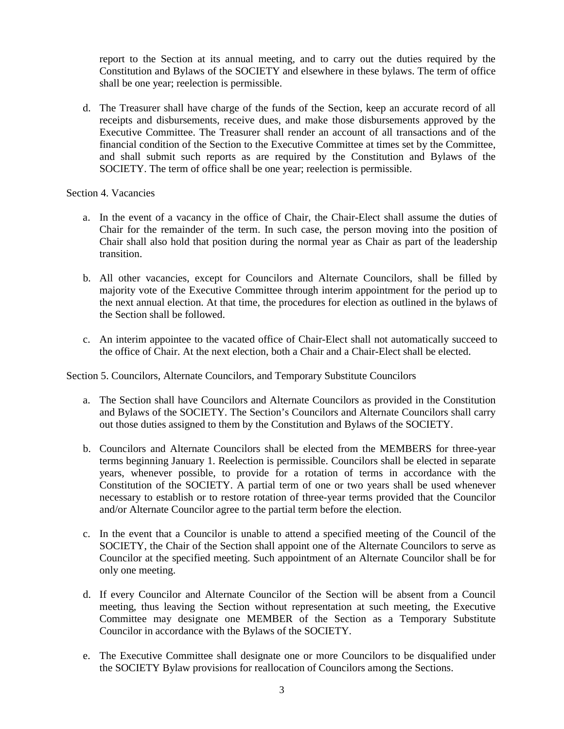report to the Section at its annual meeting, and to carry out the duties required by the Constitution and Bylaws of the SOCIETY and elsewhere in these bylaws. The term of office shall be one year; reelection is permissible.

d. The Treasurer shall have charge of the funds of the Section, keep an accurate record of all receipts and disbursements, receive dues, and make those disbursements approved by the Executive Committee. The Treasurer shall render an account of all transactions and of the financial condition of the Section to the Executive Committee at times set by the Committee, and shall submit such reports as are required by the Constitution and Bylaws of the SOCIETY. The term of office shall be one year; reelection is permissible.

Section 4. Vacancies

a. In the event of a vacancy in the office of Chair, the Chair-Elect shall assume the duties of Chair for the remainder of the term. In such case, the person moving into the position of Chair shall also hold that position during the normal year as Chair as part of the leadership transition.

b. All other vacancies, except for Councilors and Alternate Councilors, shall be filled by majority vote of the Executive Committee through interim appointment for the period up to the next annual election. At that time, the procedures for election as outlined in the bylaws of the Section shall be followed.

c. An interim appointee to the vacated office of Chair-Elect shall not automatically succeed to the office of Chair. At the next election, both a Chair and a Chair-Elect shall be elected.

Section 5. Councilors, Alternate Councilors, and Temporary Substitute Councilors

a. The Section shall have Councilors and Alternate Councilors as provided in the Constitution and Bylaws of the SOCIETY. The Section's Councilors and Alternate Councilors shall carry out those duties assigned to them by the Constitution and Bylaws of the SOCIETY.

b. Councilors and Alternate Councilors shall be elected from the MEMBERS for three-year terms beginning January 1. Reelection is permissible. Councilors shall be elected in separate years, whenever possible, to provide for a rotation of terms in accordance with the Constitution of the SOCIETY. A partial term of one or two years shall be used whenever necessary to establish or to restore rotation of three-year terms provided that the Councilor and/or Alternate Councilor agree to the partial term before the election.

c. In the event that a Councilor is unable to attend a specified meeting of the Council of the SOCIETY, the Chair of the Section shall appoint one of the Alternate Councilors to serve as Councilor at the specified meeting. Such appointment of an Alternate Councilor shall be for only one meeting.

d. If every Councilor and Alternate Councilor of the Section will be absent from a Council meeting, thus leaving the Section without representation at such meeting, the Executive Committee may designate one MEMBER of the Section as a Temporary Substitute Councilor in accordance with the Bylaws of the SOCIETY.

e. The Executive Committee shall designate one or more Councilors to be disqualified under the SOCIETY Bylaw provisions for reallocation of Councilors among the Sections.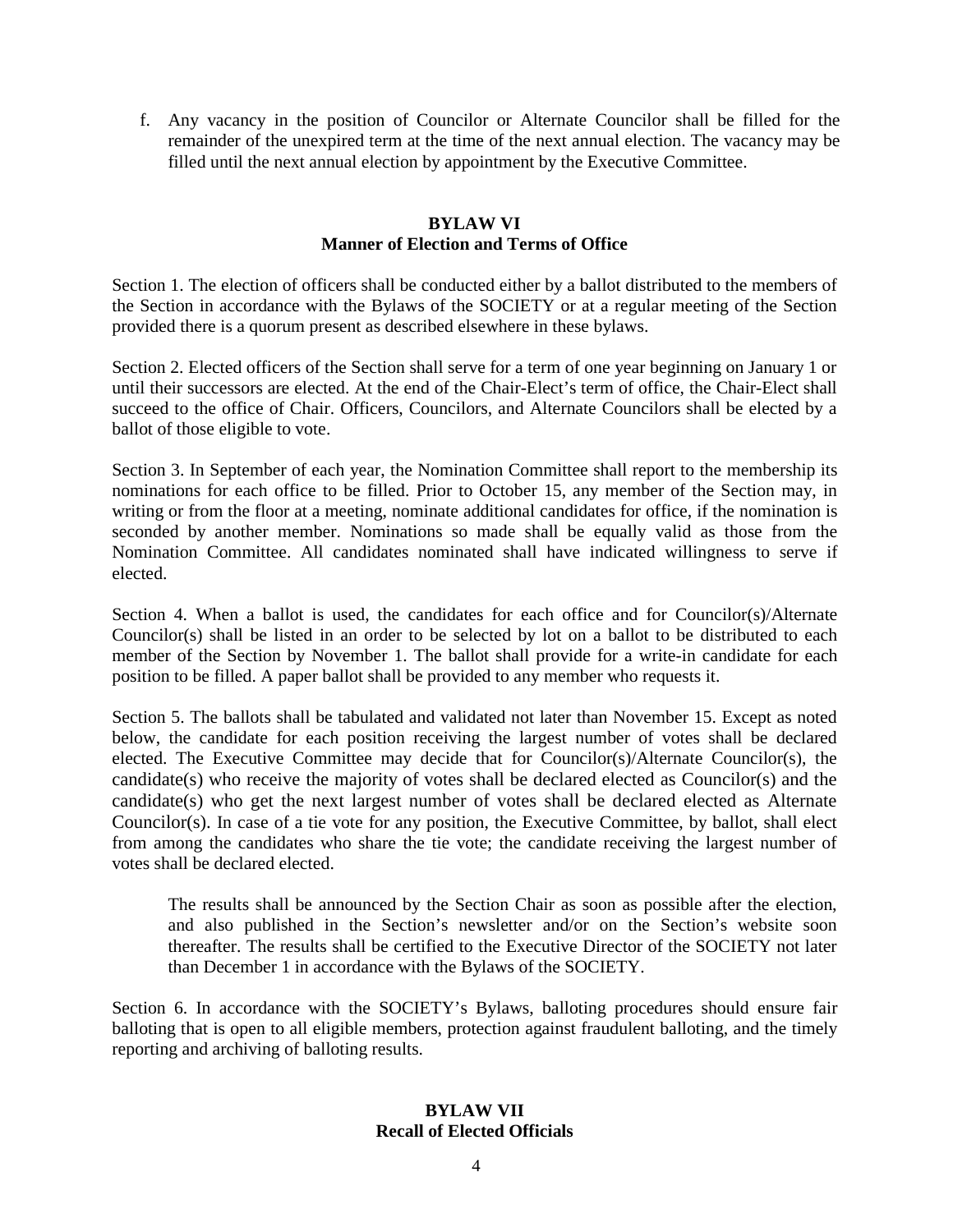f. Any vacancy in the position of Councilor or Alternate Councilor shall be filled for the remainder of the unexpired term at the time of the next annual election. The vacancy may be filled until the next annual election by appointment by the Executive Committee.

## BYLAW VI
## Manner of Election and Terms of Office

Section 1. The election of officers shall be conducted either by a ballot distributed to the members of the Section in accordance with the Bylaws of the SOCIETY or at a regular meeting of the Section provided there is a quorum present as described elsewhere in these bylaws.

Section 2. Elected officers of the Section shall serve for a term of one year beginning on January 1 or until their successors are elected. At the end of the Chair-Elect's term of office, the Chair-Elect shall succeed to the office of Chair. Officers, Councilors, and Alternate Councilors shall be elected by a ballot of those eligible to vote.

Section 3. In September of each year, the Nomination Committee shall report to the membership its nominations for each office to be filled. Prior to October 15, any member of the Section may, in writing or from the floor at a meeting, nominate additional candidates for office, if the nomination is seconded by another member. Nominations so made shall be equally valid as those from the Nomination Committee. All candidates nominated shall have indicated willingness to serve if elected.

Section 4. When a ballot is used, the candidates for each office and for Councilor(s)/Alternate Councilor(s) shall be listed in an order to be selected by lot on a ballot to be distributed to each member of the Section by November 1. The ballot shall provide for a write-in candidate for each position to be filled. A paper ballot shall be provided to any member who requests it.

Section 5. The ballots shall be tabulated and validated not later than November 15. Except as noted below, the candidate for each position receiving the largest number of votes shall be declared elected. The Executive Committee may decide that for Councilor(s)/Alternate Councilor(s), the candidate(s) who receive the majority of votes shall be declared elected as Councilor(s) and the candidate(s) who get the next largest number of votes shall be declared elected as Alternate Councilor(s). In case of a tie vote for any position, the Executive Committee, by ballot, shall elect from among the candidates who share the tie vote; the candidate receiving the largest number of votes shall be declared elected.

> The results shall be announced by the Section Chair as soon as possible after the election, and also published in the Section's newsletter and/or on the Section's website soon thereafter. The results shall be certified to the Executive Director of the SOCIETY not later than December 1 in accordance with the Bylaws of the SOCIETY.

Section 6. In accordance with the SOCIETY's Bylaws, balloting procedures should ensure fair balloting that is open to all eligible members, protection against fraudulent balloting, and the timely reporting and archiving of balloting results.

## BYLAW VII
## Recall of Elected Officials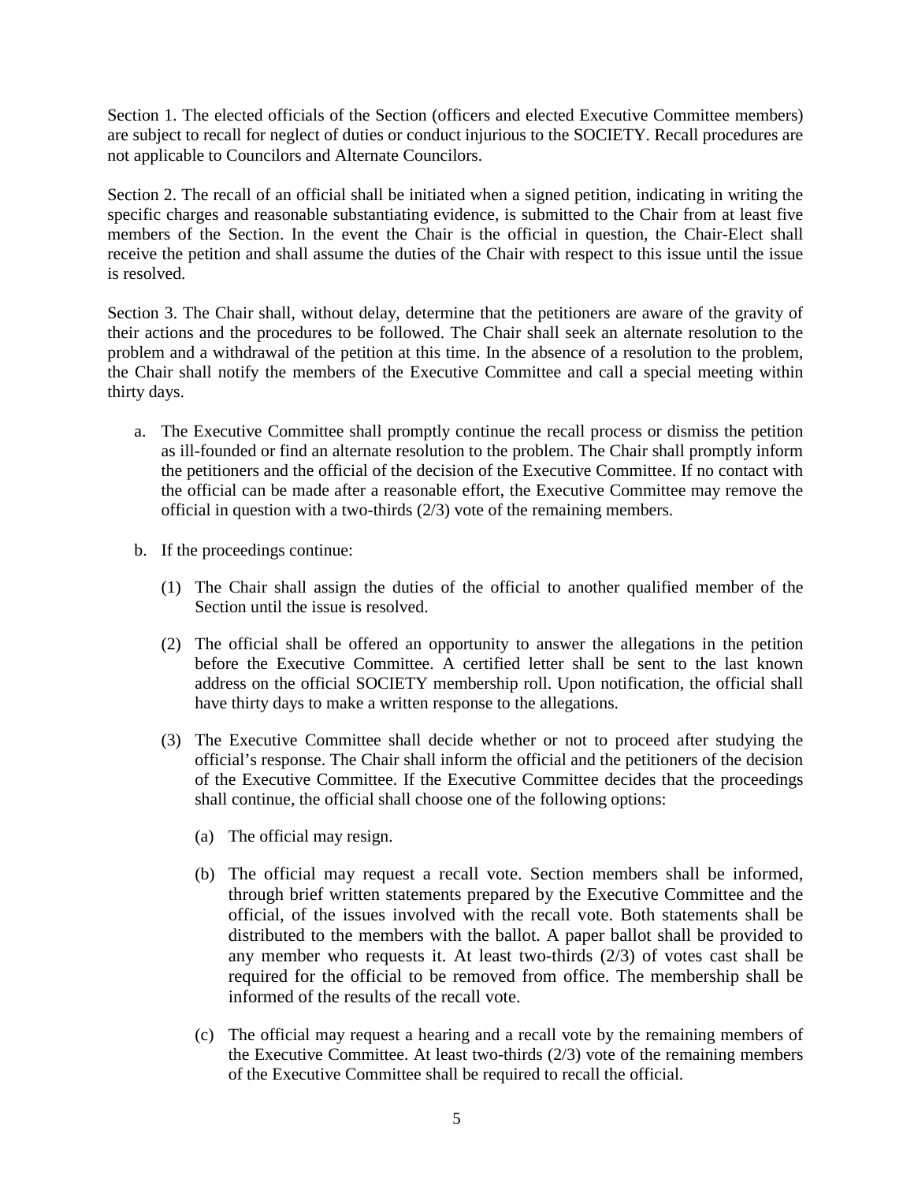Section 1. The elected officials of the Section (officers and elected Executive Committee members) are subject to recall for neglect of duties or conduct injurious to the SOCIETY. Recall procedures are not applicable to Councilors and Alternate Councilors.

Section 2. The recall of an official shall be initiated when a signed petition, indicating in writing the specific charges and reasonable substantiating evidence, is submitted to the Chair from at least five members of the Section. In the event the Chair is the official in question, the Chair-Elect shall receive the petition and shall assume the duties of the Chair with respect to this issue until the issue is resolved.

Section 3. The Chair shall, without delay, determine that the petitioners are aware of the gravity of their actions and the procedures to be followed. The Chair shall seek an alternate resolution to the problem and a withdrawal of the petition at this time. In the absence of a resolution to the problem, the Chair shall notify the members of the Executive Committee and call a special meeting within thirty days.

a. The Executive Committee shall promptly continue the recall process or dismiss the petition as ill-founded or find an alternate resolution to the problem. The Chair shall promptly inform the petitioners and the official of the decision of the Executive Committee. If no contact with the official can be made after a reasonable effort, the Executive Committee may remove the official in question with a two-thirds (2/3) vote of the remaining members.

b. If the proceedings continue:

   (1) The Chair shall assign the duties of the official to another qualified member of the Section until the issue is resolved.

   (2) The official shall be offered an opportunity to answer the allegations in the petition before the Executive Committee. A certified letter shall be sent to the last known address on the official SOCIETY membership roll. Upon notification, the official shall have thirty days to make a written response to the allegations.

   (3) The Executive Committee shall decide whether or not to proceed after studying the official's response. The Chair shall inform the official and the petitioners of the decision of the Executive Committee. If the Executive Committee decides that the proceedings shall continue, the official shall choose one of the following options:

      (a) The official may resign.

      (b) The official may request a recall vote. Section members shall be informed, through brief written statements prepared by the Executive Committee and the official, of the issues involved with the recall vote. Both statements shall be distributed to the members with the ballot. A paper ballot shall be provided to any member who requests it. At least two-thirds (2/3) of votes cast shall be required for the official to be removed from office. The membership shall be informed of the results of the recall vote.

      (c) The official may request a hearing and a recall vote by the remaining members of the Executive Committee. At least two-thirds (2/3) vote of the remaining members of the Executive Committee shall be required to recall the official.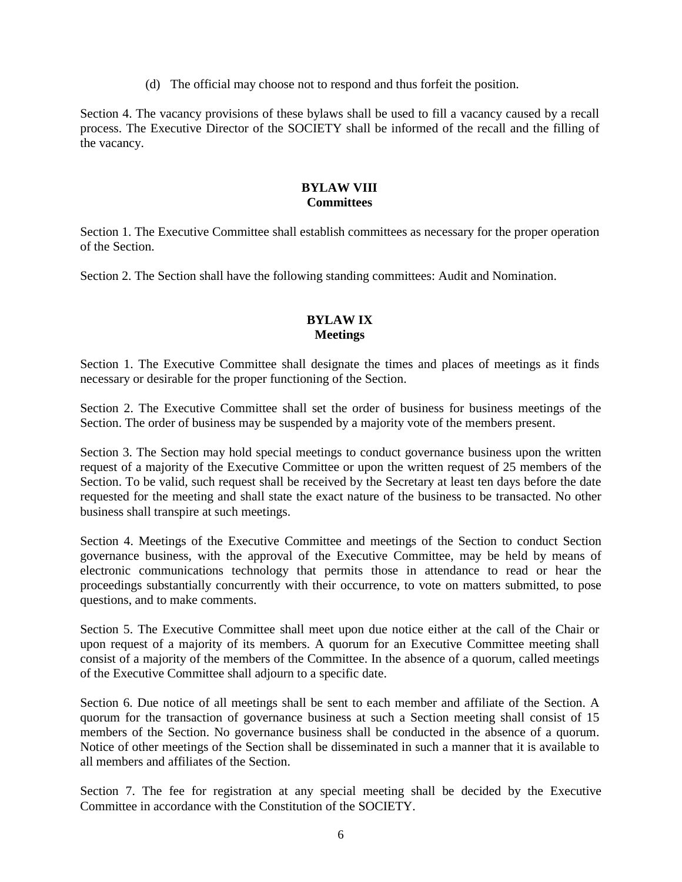(d) The official may choose not to respond and thus forfeit the position.

Section 4. The vacancy provisions of these bylaws shall be used to fill a vacancy caused by a recall process. The Executive Director of the SOCIETY shall be informed of the recall and the filling of the vacancy.

## BYLAW VIII
## Committees

Section 1. The Executive Committee shall establish committees as necessary for the proper operation of the Section.

Section 2. The Section shall have the following standing committees: Audit and Nomination.

## BYLAW IX
## Meetings

Section 1. The Executive Committee shall designate the times and places of meetings as it finds necessary or desirable for the proper functioning of the Section.

Section 2. The Executive Committee shall set the order of business for business meetings of the Section. The order of business may be suspended by a majority vote of the members present.

Section 3. The Section may hold special meetings to conduct governance business upon the written request of a majority of the Executive Committee or upon the written request of 25 members of the Section. To be valid, such request shall be received by the Secretary at least ten days before the date requested for the meeting and shall state the exact nature of the business to be transacted. No other business shall transpire at such meetings.

Section 4. Meetings of the Executive Committee and meetings of the Section to conduct Section governance business, with the approval of the Executive Committee, may be held by means of electronic communications technology that permits those in attendance to read or hear the proceedings substantially concurrently with their occurrence, to vote on matters submitted, to pose questions, and to make comments.

Section 5. The Executive Committee shall meet upon due notice either at the call of the Chair or upon request of a majority of its members. A quorum for an Executive Committee meeting shall consist of a majority of the members of the Committee. In the absence of a quorum, called meetings of the Executive Committee shall adjourn to a specific date.

Section 6. Due notice of all meetings shall be sent to each member and affiliate of the Section. A quorum for the transaction of governance business at such a Section meeting shall consist of 15 members of the Section. No governance business shall be conducted in the absence of a quorum. Notice of other meetings of the Section shall be disseminated in such a manner that it is available to all members and affiliates of the Section.

Section 7. The fee for registration at any special meeting shall be decided by the Executive Committee in accordance with the Constitution of the SOCIETY.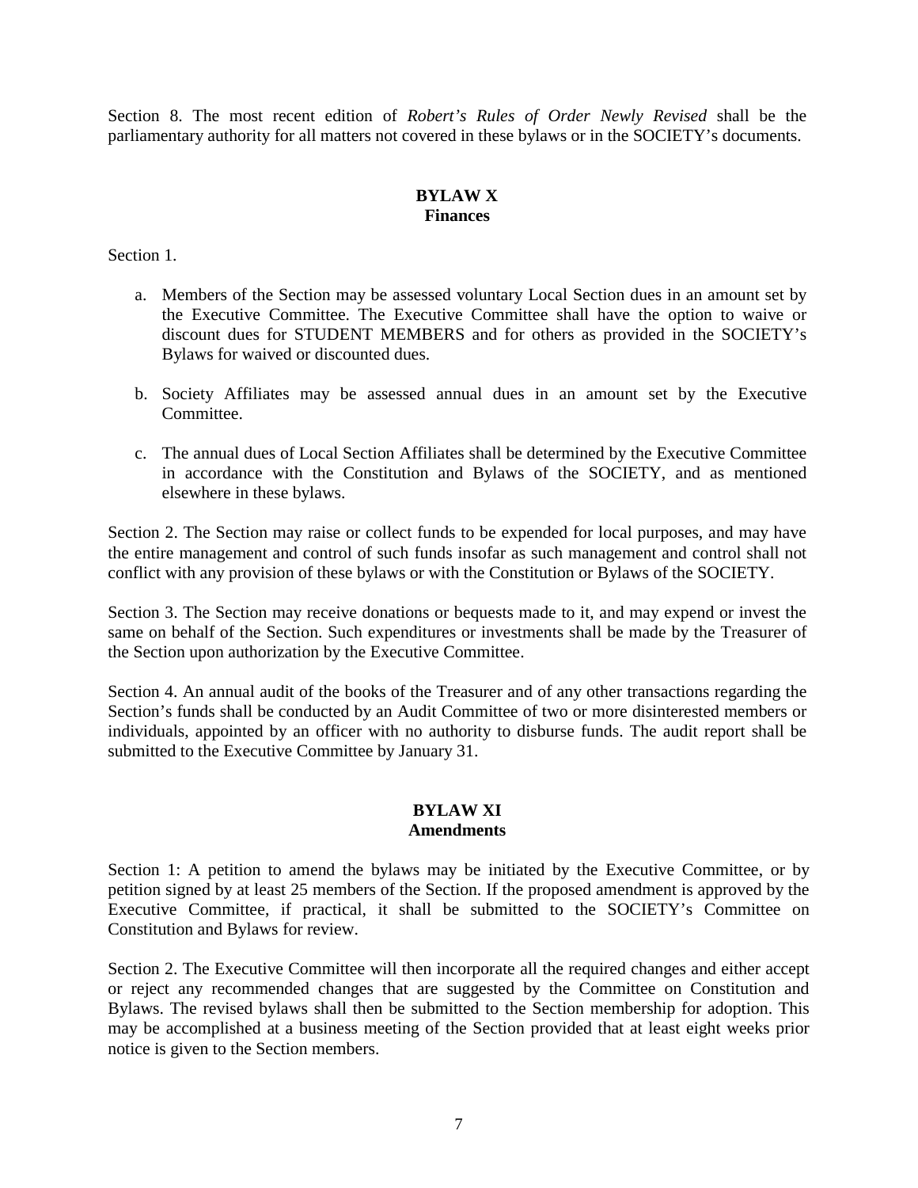Section 8. The most recent edition of *Robert's Rules of Order Newly Revised* shall be the parliamentary authority for all matters not covered in these bylaws or in the SOCIETY's documents.

## BYLAW X
## Finances

Section 1.

a. Members of the Section may be assessed voluntary Local Section dues in an amount set by the Executive Committee. The Executive Committee shall have the option to waive or discount dues for STUDENT MEMBERS and for others as provided in the SOCIETY's Bylaws for waived or discounted dues.

b. Society Affiliates may be assessed annual dues in an amount set by the Executive Committee.

c. The annual dues of Local Section Affiliates shall be determined by the Executive Committee in accordance with the Constitution and Bylaws of the SOCIETY, and as mentioned elsewhere in these bylaws.

Section 2. The Section may raise or collect funds to be expended for local purposes, and may have the entire management and control of such funds insofar as such management and control shall not conflict with any provision of these bylaws or with the Constitution or Bylaws of the SOCIETY.

Section 3. The Section may receive donations or bequests made to it, and may expend or invest the same on behalf of the Section. Such expenditures or investments shall be made by the Treasurer of the Section upon authorization by the Executive Committee.

Section 4. An annual audit of the books of the Treasurer and of any other transactions regarding the Section's funds shall be conducted by an Audit Committee of two or more disinterested members or individuals, appointed by an officer with no authority to disburse funds. The audit report shall be submitted to the Executive Committee by January 31.

## BYLAW XI
## Amendments

Section 1: A petition to amend the bylaws may be initiated by the Executive Committee, or by petition signed by at least 25 members of the Section. If the proposed amendment is approved by the Executive Committee, if practical, it shall be submitted to the SOCIETY's Committee on Constitution and Bylaws for review.

Section 2. The Executive Committee will then incorporate all the required changes and either accept or reject any recommended changes that are suggested by the Committee on Constitution and Bylaws. The revised bylaws shall then be submitted to the Section membership for adoption. This may be accomplished at a business meeting of the Section provided that at least eight weeks prior notice is given to the Section members.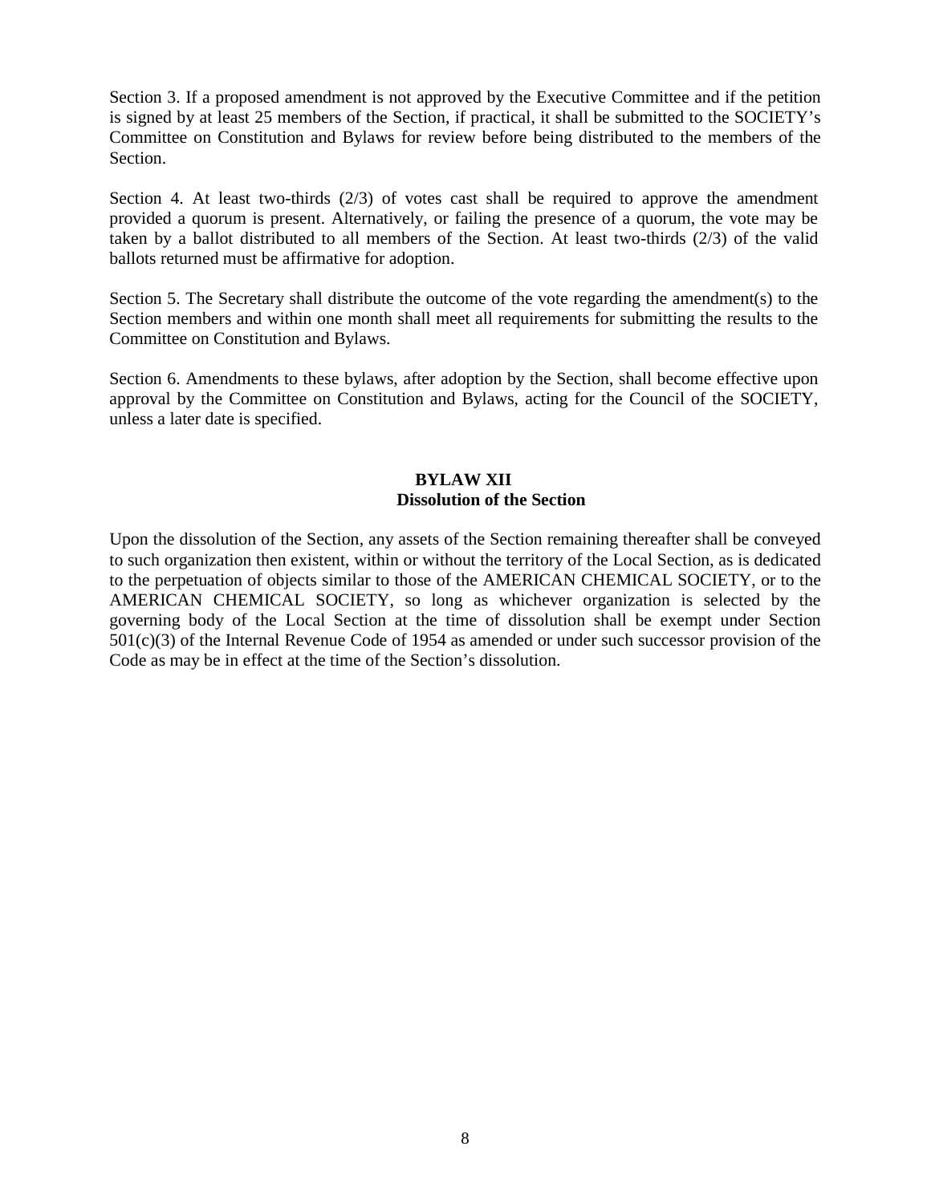Section 3. If a proposed amendment is not approved by the Executive Committee and if the petition is signed by at least 25 members of the Section, if practical, it shall be submitted to the SOCIETY's Committee on Constitution and Bylaws for review before being distributed to the members of the Section.

Section 4. At least two-thirds (2/3) of votes cast shall be required to approve the amendment provided a quorum is present. Alternatively, or failing the presence of a quorum, the vote may be taken by a ballot distributed to all members of the Section. At least two-thirds (2/3) of the valid ballots returned must be affirmative for adoption.

Section 5. The Secretary shall distribute the outcome of the vote regarding the amendment(s) to the Section members and within one month shall meet all requirements for submitting the results to the Committee on Constitution and Bylaws.

Section 6. Amendments to these bylaws, after adoption by the Section, shall become effective upon approval by the Committee on Constitution and Bylaws, acting for the Council of the SOCIETY, unless a later date is specified.

## BYLAW XII
## Dissolution of the Section

Upon the dissolution of the Section, any assets of the Section remaining thereafter shall be conveyed to such organization then existent, within or without the territory of the Local Section, as is dedicated to the perpetuation of objects similar to those of the AMERICAN CHEMICAL SOCIETY, or to the AMERICAN CHEMICAL SOCIETY, so long as whichever organization is selected by the governing body of the Local Section at the time of dissolution shall be exempt under Section 501(c)(3) of the Internal Revenue Code of 1954 as amended or under such successor provision of the Code as may be in effect at the time of the Section's dissolution.